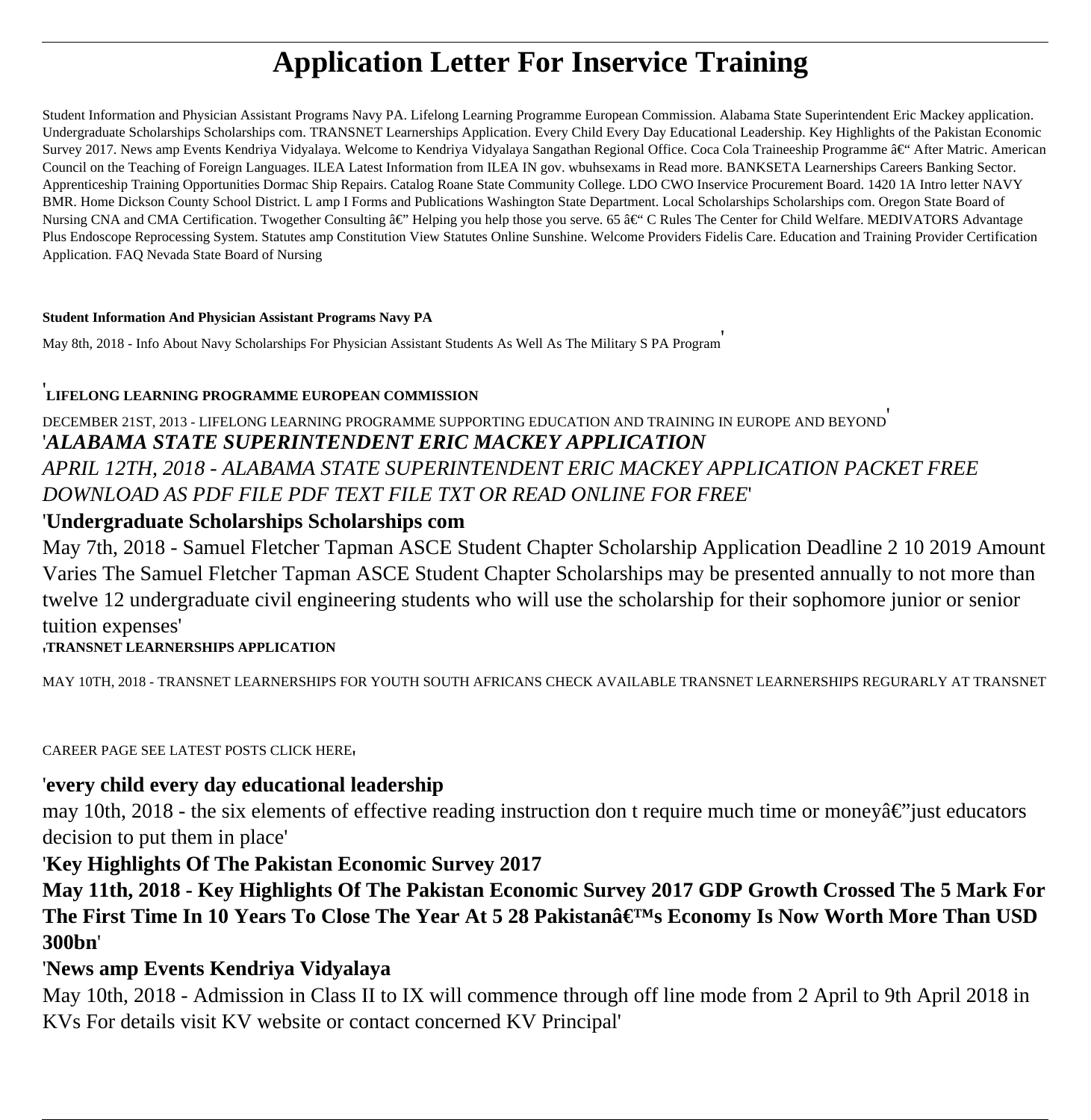# Application Letter For Inservice Training

Student Information and Physician Assistant Programs Navy PA. Lifelong Learning Programme European Commission. Alabama State Superintendent Eric Mackey application. Undergraduate Scholarships Scholarships com. TRANSNET Learnerships Application. Every Child Every Day Educational Leadership. Key Highlights of the Pakistan Economic Survey 2017. News amp Events Kendriya Vidyalaya. Welcome to Kendriya Vidyalaya Sangathan Regional Office. Coca Cola Traineeship Programme â€" After Matric. American Council on the Teaching of Foreign Languages. ILEA Latest Information from ILEA IN gov. wbuhsexams in Read more. BANKSETA Learnerships Careers Banking Sector. Apprenticeship Training Opportunities Dormac Ship Repairs. Catalog Roane State Community College. LDO CWO Inservice Procurement Board. 1420 1A Intro letter NAVY BMR. Home Dickson County School District. L amp I Forms and Publications Washington State Department. Local Scholarships Scholarships com. Oregon State Board of Nursing CNA and CMA Certification. Twogether Consulting â€" Helping you help those you serve. 65 â€" C Rules The Center for Child Welfare. MEDIVATORS Advantage Plus Endoscope Reprocessing System. Statutes amp Constitution View Statutes Online Sunshine. Welcome Providers Fidelis Care. Education and Training Provider Certification Application. FAQ Nevada State Board of Nursing

**Student Information And Physician Assistant Programs Navy PA**

May 8th, 2018 - Info About Navy Scholarships For Physician Assistant Students As Well As The Military S PA Program'

'**LIFELONG LEARNING PROGRAMME EUROPEAN COMMISSION**

DECEMBER 21ST, 2013 - LIFELONG LEARNING PROGRAMME SUPPORTING EDUCATION AND TRAINING IN EUROPE AND BEYOND'

'*ALABAMA STATE SUPERINTENDENT ERIC MACKEY APPLICATION*

*APRIL 12TH, 2018 - ALABAMA STATE SUPERINTENDENT ERIC MACKEY APPLICATION PACKET FREE DOWNLOAD AS PDF FILE PDF TEXT FILE TXT OR READ ONLINE FOR FREE*'

'**Undergraduate Scholarships Scholarships com**

May 7th, 2018 - Samuel Fletcher Tapman ASCE Student Chapter Scholarship Application Deadline 2 10 2019 Amount Varies The Samuel Fletcher Tapman ASCE Student Chapter Scholarships may be presented annually to not more than twelve 12 undergraduate civil engineering students who will use the scholarship for their sophomore junior or senior tuition expenses'

'**TRANSNET LEARNERSHIPS APPLICATION**

MAY 10TH, 2018 - TRANSNET LEARNERSHIPS FOR YOUTH SOUTH AFRICANS CHECK AVAILABLE TRANSNET LEARNERSHIPS REGURARLY AT TRANSNET CAREER PAGE SEE LATEST POSTS CLICK HERE'

'**every child every day educational leadership**

may 10th, 2018 - the six elements of effective reading instruction don t require much time or moneyâ€"just educators decision to put them in place'

'**Key Highlights Of The Pakistan Economic Survey 2017**

**May 11th, 2018 - Key Highlights Of The Pakistan Economic Survey 2017 GDP Growth Crossed The 5 Mark For The First Time In 10 Years To Close The Year At 5 28 Pakistanâ€™s Economy Is Now Worth More Than USD 300bn**'

'**News amp Events Kendriya Vidyalaya**

May 10th, 2018 - Admission in Class II to IX will commence through off line mode from 2 April to 9th April 2018 in KVs For details visit KV website or contact concerned KV Principal'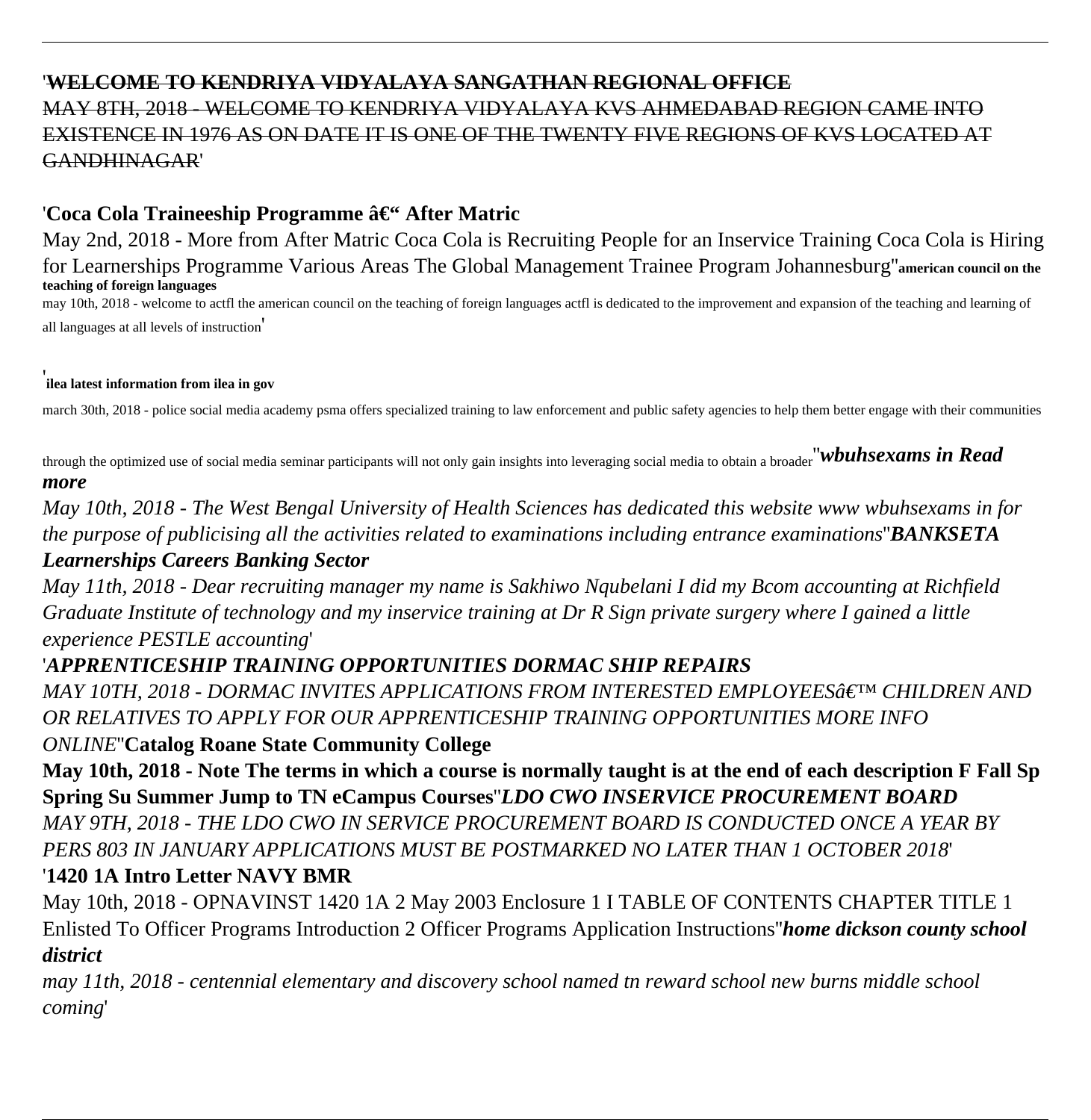'~~WELCOME TO KENDRIYA VIDYALAYA SANGATHAN REGIONAL OFFICE~~

~~MAY 8TH, 2018 - WELCOME TO KENDRIYA VIDYALAYA KVS AHMEDABAD REGION CAME INTO EXISTENCE IN 1976 AS ON DATE IT IS ONE OF THE TWENTY FIVE REGIONS OF KVS LOCATED AT GANDHINAGAR~~'

'**Coca Cola Traineeship Programme â€“ After Matric**

May 2nd, 2018 - More from After Matric Coca Cola is Recruiting People for an Inservice Training Coca Cola is Hiring for Learnerships Programme Various Areas The Global Management Trainee Program Johannesburg''**american council on the teaching of foreign languages**

may 10th, 2018 - welcome to actfl the american council on the teaching of foreign languages actfl is dedicated to the improvement and expansion of the teaching and learning of all languages at all levels of instruction'

'**ilea latest information from ilea in gov**

march 30th, 2018 - police social media academy psma offers specialized training to law enforcement and public safety agencies to help them better engage with their communities through the optimized use of social media seminar participants will not only gain insights into leveraging social media to obtain a broader''***wbuhsexams in Read more***

*May 10th, 2018 - The West Bengal University of Health Sciences has dedicated this website www wbuhsexams in for the purpose of publicising all the activities related to examinations including entrance examinations*''***BANKSETA Learnerships Careers Banking Sector***

*May 11th, 2018 - Dear recruiting manager my name is Sakhiwo Nqubelani I did my Bcom accounting at Richfield Graduate Institute of technology and my inservice training at Dr R Sign private surgery where I gained a little experience PESTLE accounting*'

'*APPRENTICESHIP TRAINING OPPORTUNITIES DORMAC SHIP REPAIRS*

*MAY 10TH, 2018 - DORMAC INVITES APPLICATIONS FROM INTERESTED EMPLOYEESâ€™ CHILDREN AND OR RELATIVES TO APPLY FOR OUR APPRENTICESHIP TRAINING OPPORTUNITIES MORE INFO ONLINE*''**Catalog Roane State Community College**

**May 10th, 2018 - Note The terms in which a course is normally taught is at the end of each description F Fall Sp Spring Su Summer Jump to TN eCampus Courses**''*LDO CWO INSERVICE PROCUREMENT BOARD*

*MAY 9TH, 2018 - THE LDO CWO IN SERVICE PROCUREMENT BOARD IS CONDUCTED ONCE A YEAR BY PERS 803 IN JANUARY APPLICATIONS MUST BE POSTMARKED NO LATER THAN 1 OCTOBER 2018*'

'**1420 1A Intro Letter NAVY BMR**

May 10th, 2018 - OPNAVINST 1420 1A 2 May 2003 Enclosure 1 I TABLE OF CONTENTS CHAPTER TITLE 1 Enlisted To Officer Programs Introduction 2 Officer Programs Application Instructions''***home dickson county school district***

*may 11th, 2018 - centennial elementary and discovery school named tn reward school new burns middle school coming*'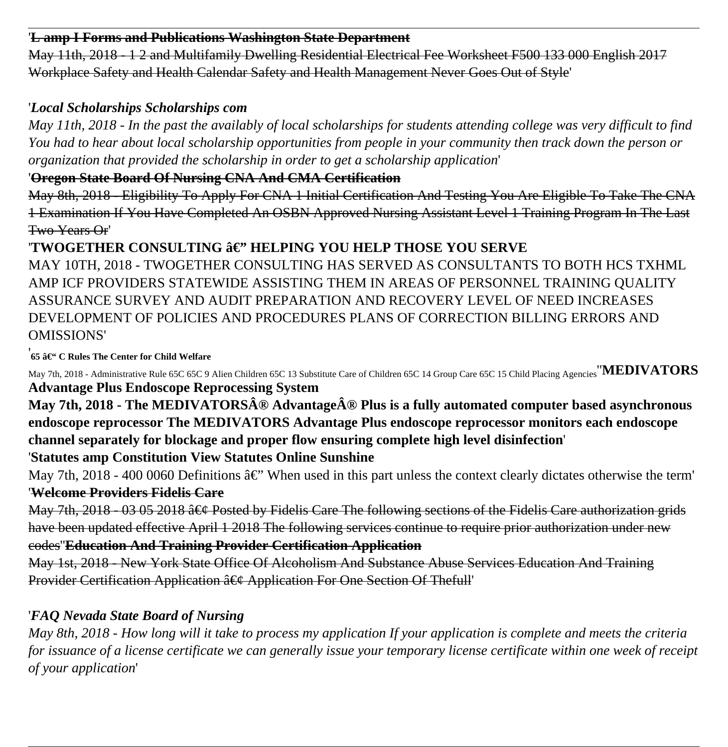'~~**L amp I Forms and Publications Washington State Department**~~

~~May 11th, 2018 - 1 2 and Multifamily Dwelling Residential Electrical Fee Worksheet F500 133 000 English 2017 Workplace Safety and Health Calendar Safety and Health Management Never Goes Out of Style~~'

'***Local Scholarships Scholarships com***

*May 11th, 2018 - In the past the availably of local scholarships for students attending college was very difficult to find You had to hear about local scholarship opportunities from people in your community then track down the person or organization that provided the scholarship in order to get a scholarship application*'

'~~**Oregon State Board Of Nursing CNA And CMA Certification**~~

~~May 8th, 2018 - Eligibility To Apply For CNA 1 Initial Certification And Testing You Are Eligible To Take The CNA 1 Examination If You Have Completed An OSBN Approved Nursing Assistant Level 1 Training Program In The Last Two Years Or~~'

'**TWOGETHER CONSULTING â€" HELPING YOU HELP THOSE YOU SERVE**

MAY 10TH, 2018 - TWOGETHER CONSULTING HAS SERVED AS CONSULTANTS TO BOTH HCS TXHML AMP ICF PROVIDERS STATEWIDE ASSISTING THEM IN AREAS OF PERSONNEL TRAINING QUALITY ASSURANCE SURVEY AND AUDIT PREPARATION AND RECOVERY LEVEL OF NEED INCREASES DEVELOPMENT OF POLICIES AND PROCEDURES PLANS OF CORRECTION BILLING ERRORS AND OMISSIONS'

'**65 â€" C Rules The Center for Child Welfare**

May 7th, 2018 - Administrative Rule 65C 65C 9 Alien Children 65C 13 Substitute Care of Children 65C 14 Group Care 65C 15 Child Placing Agencies''**MEDIVATORS Advantage Plus Endoscope Reprocessing System**

**May 7th, 2018 - The MEDIVATORSÂ® AdvantageÂ® Plus is a fully automated computer based asynchronous endoscope reprocessor The MEDIVATORS Advantage Plus endoscope reprocessor monitors each endoscope channel separately for blockage and proper flow ensuring complete high level disinfection**'

'**Statutes amp Constitution View Statutes Online Sunshine**

May 7th, 2018 - 400 0060 Definitions â€" When used in this part unless the context clearly dictates otherwise the term'

'~~**Welcome Providers Fidelis Care**~~

~~May 7th, 2018 - 03 05 2018 â€¢ Posted by Fidelis Care The following sections of the Fidelis Care authorization grids have been updated effective April 1 2018 The following services continue to require prior authorization under new codes~~''~~**Education And Training Provider Certification Application**~~

~~May 1st, 2018 - New York State Office Of Alcoholism And Substance Abuse Services Education And Training Provider Certification Application â€¢ Application For One Section Of Thefull~~'

'***FAQ Nevada State Board of Nursing***

*May 8th, 2018 - How long will it take to process my application If your application is complete and meets the criteria for issuance of a license certificate we can generally issue your temporary license certificate within one week of receipt of your application*'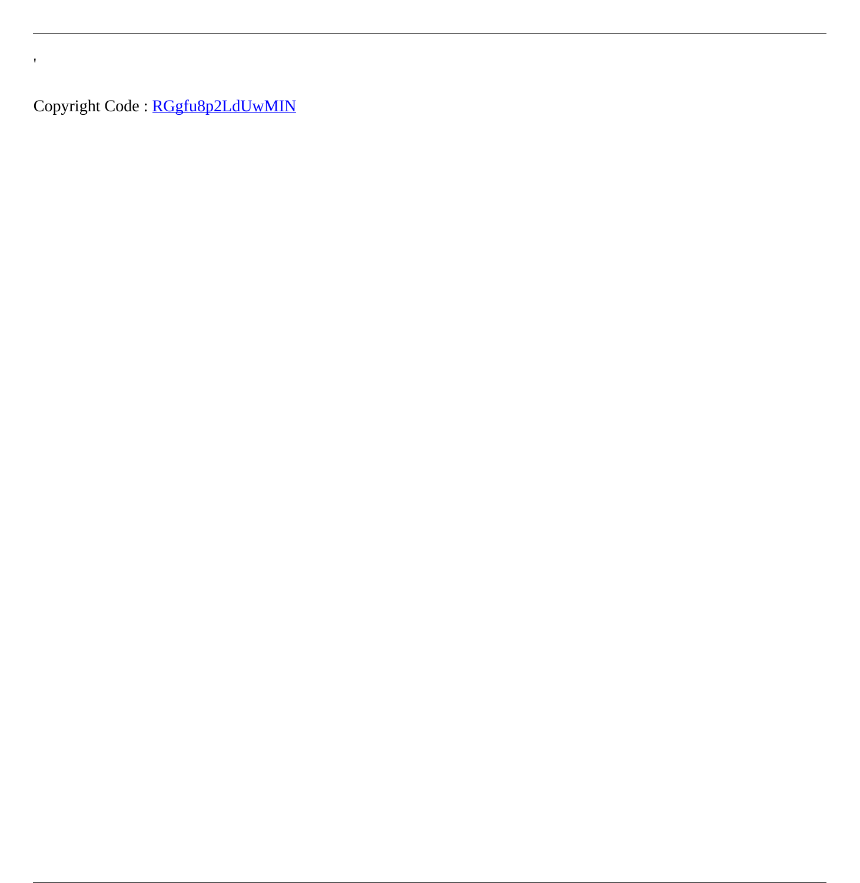'

Copyright Code : [RGgfu8p2LdUwMIN]